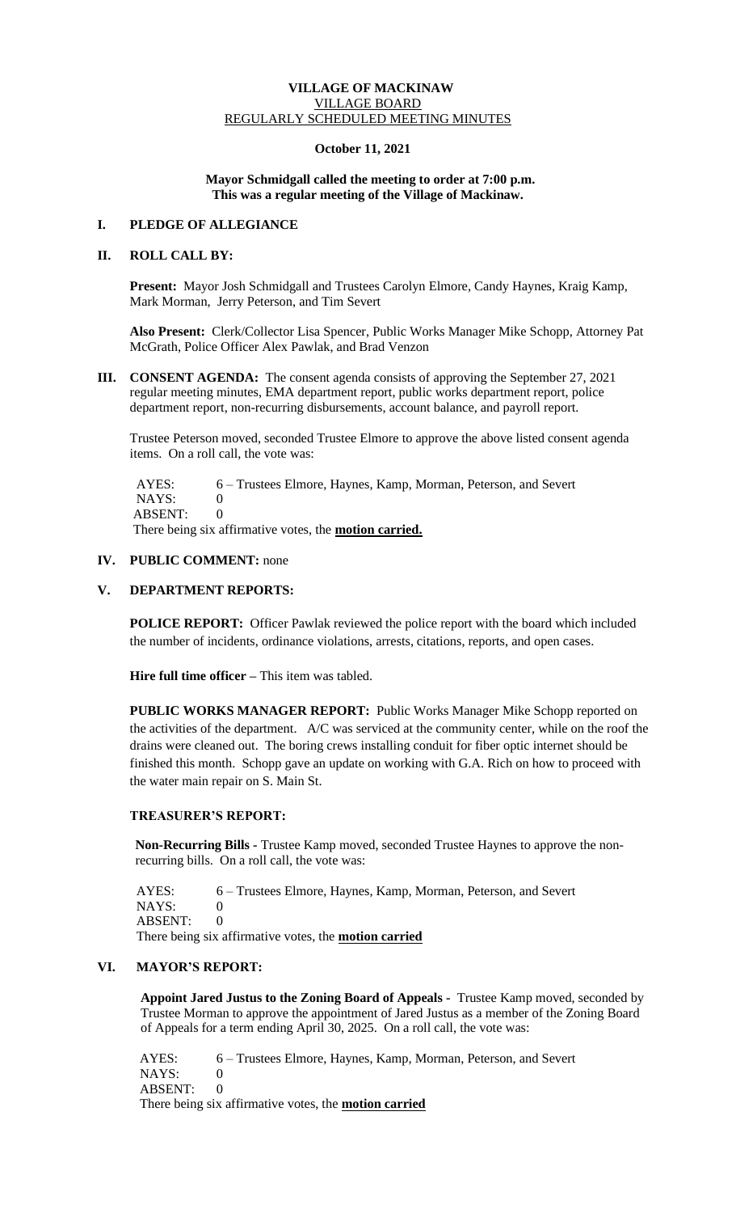# VILLAGE OF MACKINAW

VILLAGE BOARD

REGULARLY SCHEDULED MEETING MINUTES

**October 11, 2021**

**Mayor Schmidgall called the meeting to order at 7:00 p.m.**
**This was a regular meeting of the Village of Mackinaw.**

## I. PLEDGE OF ALLEGIANCE

## II. ROLL CALL BY:

**Present:** Mayor Josh Schmidgall and Trustees Carolyn Elmore, Candy Haynes, Kraig Kamp, Mark Morman, Jerry Peterson, and Tim Severt

**Also Present:** Clerk/Collector Lisa Spencer, Public Works Manager Mike Schopp, Attorney Pat McGrath, Police Officer Alex Pawlak, and Brad Venzon

## III. CONSENT AGENDA:

The consent agenda consists of approving the September 27, 2021 regular meeting minutes, EMA department report, public works department report, police department report, non-recurring disbursements, account balance, and payroll report.

Trustee Peterson moved, seconded Trustee Elmore to approve the above listed consent agenda items. On a roll call, the vote was:

AYES: 6 – Trustees Elmore, Haynes, Kamp, Morman, Peterson, and Severt
NAYS: 0
ABSENT: 0
There being six affirmative votes, the **motion carried.**

## IV. PUBLIC COMMENT: none

## V. DEPARTMENT REPORTS:

**POLICE REPORT:** Officer Pawlak reviewed the police report with the board which included the number of incidents, ordinance violations, arrests, citations, reports, and open cases.

**Hire full time officer –** This item was tabled.

**PUBLIC WORKS MANAGER REPORT:** Public Works Manager Mike Schopp reported on the activities of the department. A/C was serviced at the community center, while on the roof the drains were cleaned out. The boring crews installing conduit for fiber optic internet should be finished this month. Schopp gave an update on working with G.A. Rich on how to proceed with the water main repair on S. Main St.

### TREASURER'S REPORT:

**Non-Recurring Bills -** Trustee Kamp moved, seconded Trustee Haynes to approve the non-recurring bills. On a roll call, the vote was:

AYES: 6 – Trustees Elmore, Haynes, Kamp, Morman, Peterson, and Severt
NAYS: 0
ABSENT: 0
There being six affirmative votes, the **motion carried**

## VI. MAYOR'S REPORT:

**Appoint Jared Justus to the Zoning Board of Appeals -** Trustee Kamp moved, seconded by Trustee Morman to approve the appointment of Jared Justus as a member of the Zoning Board of Appeals for a term ending April 30, 2025. On a roll call, the vote was:

AYES: 6 – Trustees Elmore, Haynes, Kamp, Morman, Peterson, and Severt
NAYS: 0
ABSENT: 0
There being six affirmative votes, the **motion carried**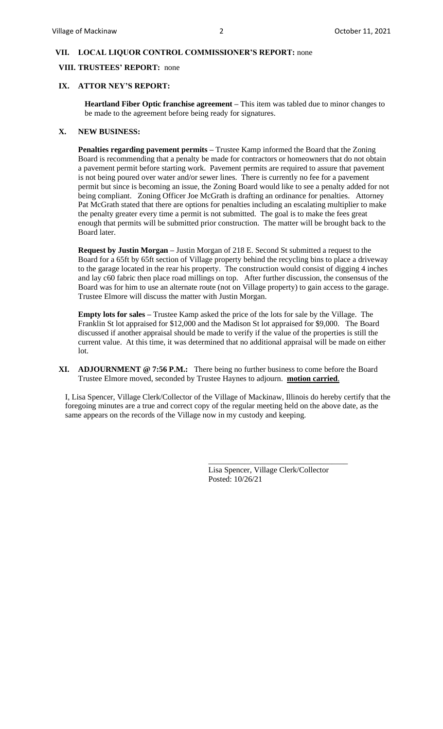## VII. LOCAL LIQUOR CONTROL COMMISSIONER'S REPORT: none

## VIII. TRUSTEES' REPORT: none

## IX. ATTOR NEY'S REPORT:

**Heartland Fiber Optic franchise agreement** – This item was tabled due to minor changes to be made to the agreement before being ready for signatures.

## X. NEW BUSINESS:

**Penalties regarding pavement permits** – Trustee Kamp informed the Board that the Zoning Board is recommending that a penalty be made for contractors or homeowners that do not obtain a pavement permit before starting work. Pavement permits are required to assure that pavement is not being poured over water and/or sewer lines. There is currently no fee for a pavement permit but since is becoming an issue, the Zoning Board would like to see a penalty added for not being compliant. Zoning Officer Joe McGrath is drafting an ordinance for penalties. Attorney Pat McGrath stated that there are options for penalties including an escalating multiplier to make the penalty greater every time a permit is not submitted. The goal is to make the fees great enough that permits will be submitted prior construction. The matter will be brought back to the Board later.

**Request by Justin Morgan** – Justin Morgan of 218 E. Second St submitted a request to the Board for a 65ft by 65ft section of Village property behind the recycling bins to place a driveway to the garage located in the rear his property. The construction would consist of digging 4 inches and lay c60 fabric then place road millings on top. After further discussion, the consensus of the Board was for him to use an alternate route (not on Village property) to gain access to the garage. Trustee Elmore will discuss the matter with Justin Morgan.

**Empty lots for sales** – Trustee Kamp asked the price of the lots for sale by the Village. The Franklin St lot appraised for $12,000 and the Madison St lot appraised for $9,000. The Board discussed if another appraisal should be made to verify if the value of the properties is still the current value. At this time, it was determined that no additional appraisal will be made on either lot.

## XI. ADJOURNMENT @ 7:56 P.M.:

There being no further business to come before the Board Trustee Elmore moved, seconded by Trustee Haynes to adjourn. **motion carried**.

I, Lisa Spencer, Village Clerk/Collector of the Village of Mackinaw, Illinois do hereby certify that the foregoing minutes are a true and correct copy of the regular meeting held on the above date, as the same appears on the records of the Village now in my custody and keeping.

\_\_\_\_\_\_\_\_\_\_\_\_\_\_\_\_\_\_\_\_\_\_\_\_\_\_\_\_\_\_\_\_\_\_\_

Lisa Spencer, Village Clerk/Collector
Posted: 10/26/21